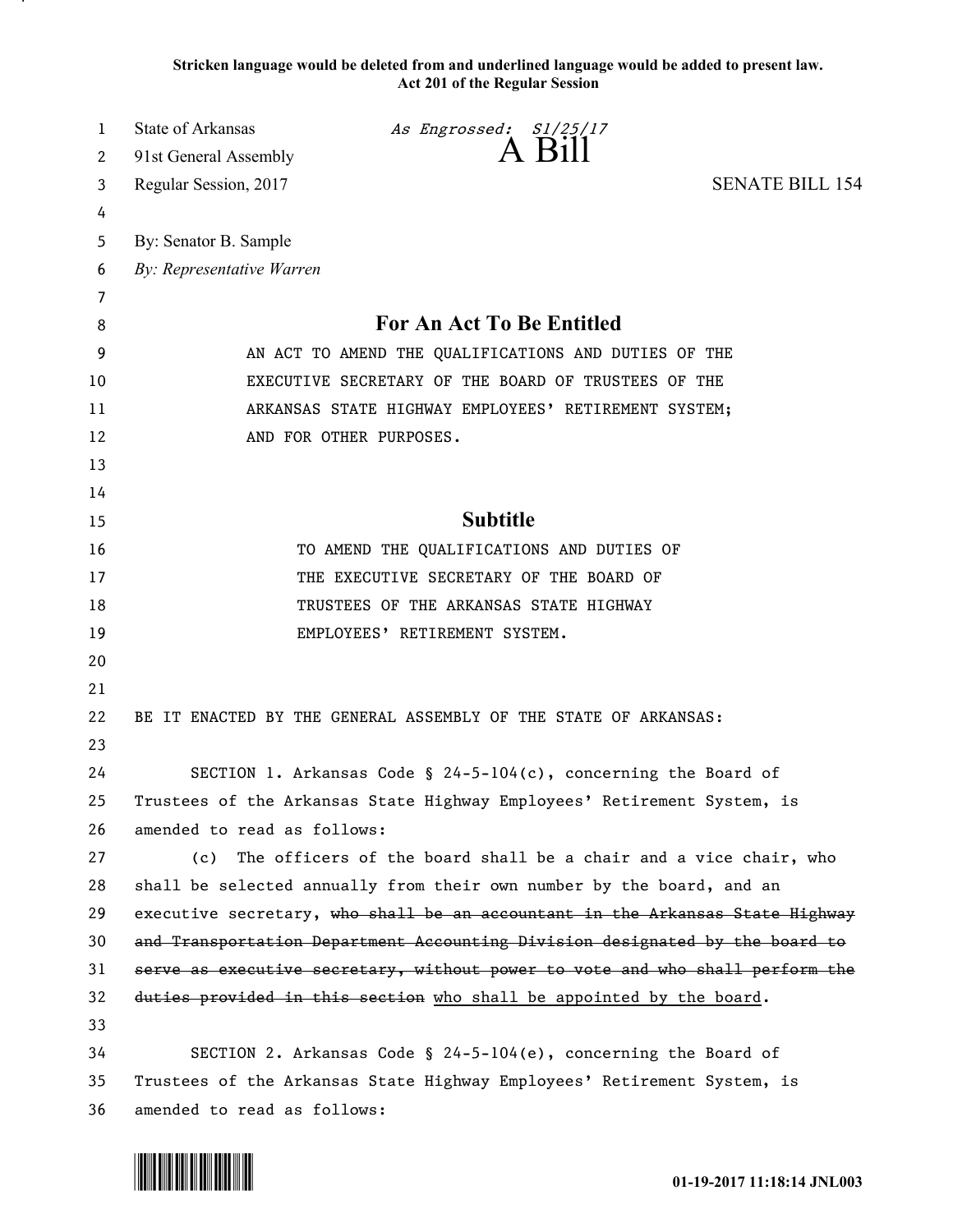**Stricken language would be deleted from and underlined language would be added to present law.**
**Act 201 of the Regular Session**

State of Arkansas *As Engrossed: S1/25/17*
91st General Assembly
# A Bill
Regular Session, 2017 SENATE BILL 154

By: Senator B. Sample
*By: Representative Warren*

## For An Act To Be Entitled

AN ACT TO AMEND THE QUALIFICATIONS AND DUTIES OF THE EXECUTIVE SECRETARY OF THE BOARD OF TRUSTEES OF THE ARKANSAS STATE HIGHWAY EMPLOYEES' RETIREMENT SYSTEM; AND FOR OTHER PURPOSES.

## Subtitle

TO AMEND THE QUALIFICATIONS AND DUTIES OF THE EXECUTIVE SECRETARY OF THE BOARD OF TRUSTEES OF THE ARKANSAS STATE HIGHWAY EMPLOYEES' RETIREMENT SYSTEM.

BE IT ENACTED BY THE GENERAL ASSEMBLY OF THE STATE OF ARKANSAS:

SECTION 1. Arkansas Code § 24-5-104(c), concerning the Board of Trustees of the Arkansas State Highway Employees' Retirement System, is amended to read as follows:

(c) The officers of the board shall be a chair and a vice chair, who shall be selected annually from their own number by the board, and an executive secretary, ~~who shall be an accountant in the Arkansas State Highway and Transportation Department Accounting Division designated by the board to serve as executive secretary, without power to vote and who shall perform the duties provided in this section~~ <u>who shall be appointed by the board</u>.

SECTION 2. Arkansas Code § 24-5-104(e), concerning the Board of Trustees of the Arkansas State Highway Employees' Retirement System, is amended to read as follows: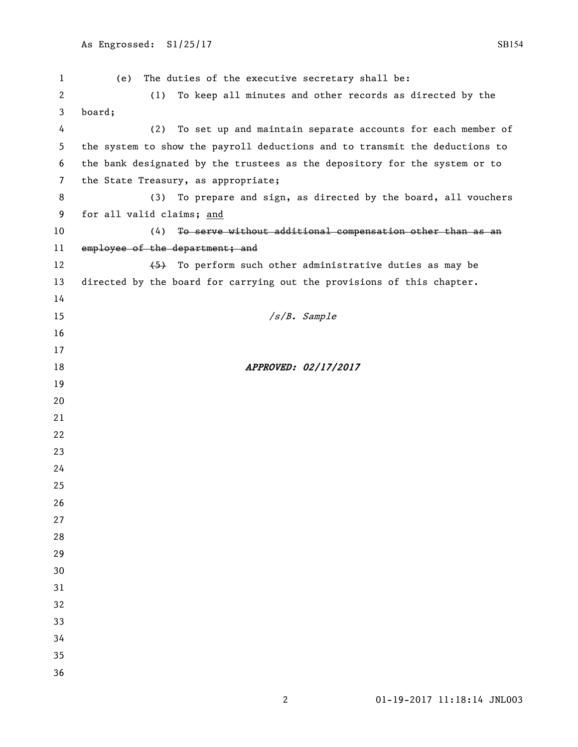(e) The duties of the executive secretary shall be:

(1) To keep all minutes and other records as directed by the board;

(2) To set up and maintain separate accounts for each member of the system to show the payroll deductions and to transmit the deductions to the bank designated by the trustees as the depository for the system or to the State Treasury, as appropriate;

(3) To prepare and sign, as directed by the board, all vouchers for all valid claims; <u>and</u>

(4) ~~To serve without additional compensation other than as an employee of the department; and~~

~~(5)~~ To perform such other administrative duties as may be directed by the board for carrying out the provisions of this chapter.

*/s/B. Sample*

***APPROVED: 02/17/2017***